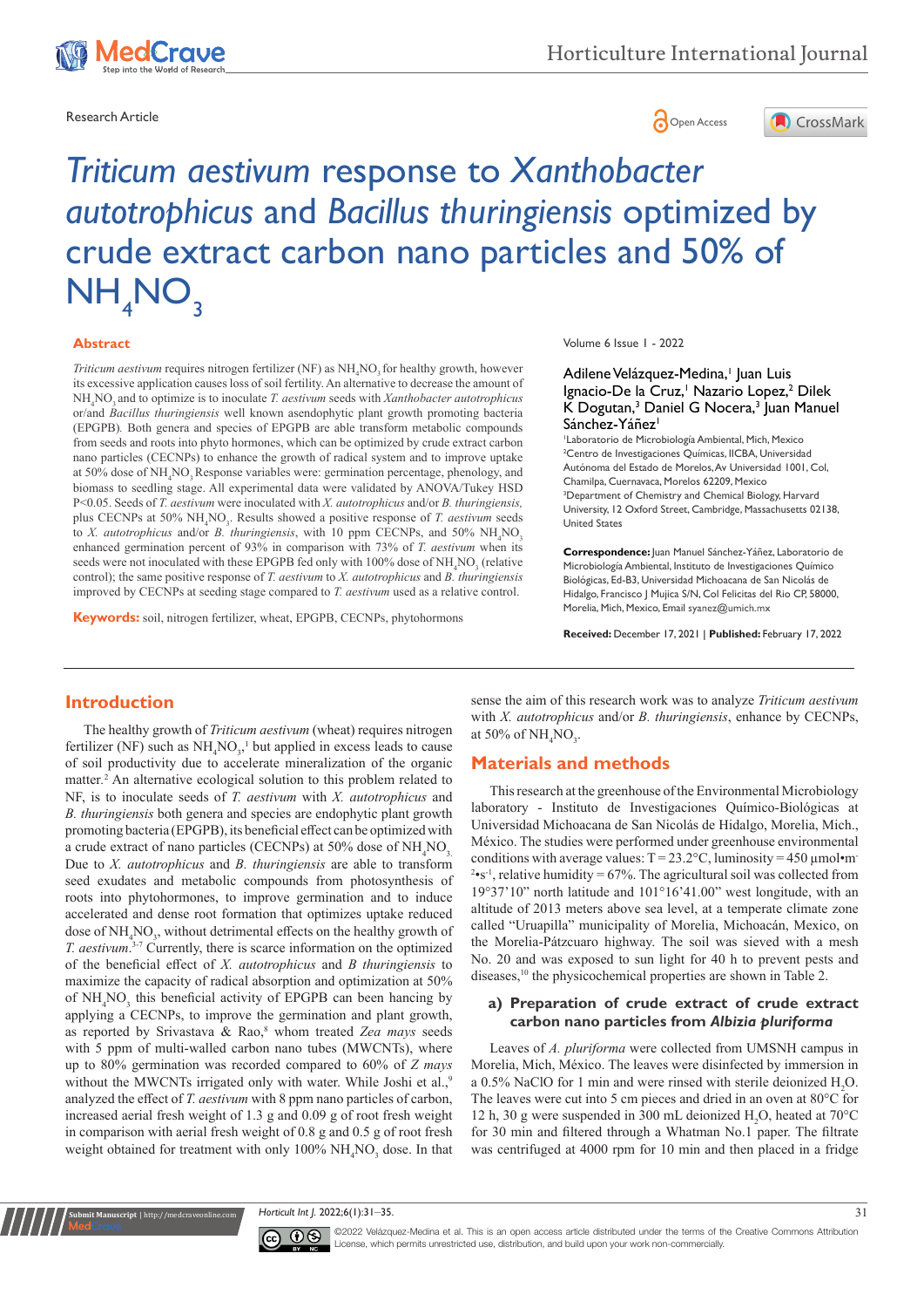Research Article

# *Triticum aestivum* response to *Xanthobacter autotrophicus* and *Bacillus thuringiensis* optimized by crude extract carbon nano particles and 50% of $NH_4NO_3$

Volume 6 Issue 1 - 2022

Adilene Velázquez-Medina,[1] Juan Luis Ignacio-De la Cruz,[1] Nazario Lopez,[2] Dilek K Dogutan,[3] Daniel G Nocera,[3] Juan Manuel Sánchez-Yáñez[1]

[1]Laboratorio de Microbiología Ambiental, Mich, Mexico
[2]Centro de Investigaciones Químicas, IICBA, Universidad Autónoma del Estado de Morelos, Av Universidad 1001, Col, Chamilpa, Cuernavaca, Morelos 62209, Mexico
[3]Department of Chemistry and Chemical Biology, Harvard University, 12 Oxford Street, Cambridge, Massachusetts 02138, United States

**Correspondence:** Juan Manuel Sánchez-Yáñez, Laboratorio de Microbiología Ambiental, Instituto de Investigaciones Químico Biológicas, Ed-B3, Universidad Michoacana de San Nicolás de Hidalgo, Francisco J Mujica S/N, Col Felicitas del Rio CP, 58000, Morelia, Mich, Mexico, Email syanez@umich.mx

**Received:** December 17, 2021 | **Published:** February 17, 2022

## Abstract

*Triticum aestivum* requires nitrogen fertilizer (NF) as $NH_4NO_3$ for healthy growth, however its excessive application causes loss of soil fertility. An alternative to decrease the amount of $NH_4NO_3$ and to optimize is to inoculate *T. aestivum* seeds with *Xanthobacter autotrophicus* or/and *Bacillus thuringiensis* well known asendophytic plant growth promoting bacteria (EPGPB). Both genera and species of EPGPB are able transform metabolic compounds from seeds and roots into phyto hormones, which can be optimized by crude extract carbon nano particles (CECNPs) to enhance the growth of radical system and to improve uptake at 50% dose of $NH_4NO_3$. Response variables were: germination percentage, phenology, and biomass to seedling stage. All experimental data were validated by ANOVA/Tukey HSD $P<0.05$. Seeds of *T. aestivum* were inoculated with *X. autotrophicus* and/or *B. thuringiensis,* plus CECNPs at 50% $NH_4NO_3$. Results showed a positive response of *T. aestivum* seeds to *X. autotrophicus* and/or *B. thuringiensis*, with 10 ppm CECNPs, and 50% $NH_4NO_3$ enhanced germination percent of 93% in comparison with 73% of *T. aestivum* when its seeds were not inoculated with these EPGPB fed only with 100% dose of $NH_4NO_3$ (relative control); the same positive response of *T. aestivum* to *X. autotrophicus* and *B. thuringiensis* improved by CECNPs at seeding stage compared to *T. aestivum* used as a relative control.

**Keywords:** soil, nitrogen fertilizer, wheat, EPGPB, CECNPs, phytohormons

## Introduction

The healthy growth of *Triticum aestivum* (wheat) requires nitrogen fertilizer (NF) such as $NH_4NO_3$,[1] but applied in excess leads to cause of soil productivity due to accelerate mineralization of the organic matter.[2] An alternative ecological solution to this problem related to NF, is to inoculate seeds of *T. aestivum* with *X. autotrophicus* and *B. thuringiensis* both genera and species are endophytic plant growth promoting bacteria (EPGPB), its beneficial effect can be optimized with a crude extract of nano particles (CECNPs) at 50% dose of $NH_4NO_3$. Due to *X. autotrophicus* and *B. thuringiensis* are able to transform seed exudates and metabolic compounds from photosynthesis of roots into phytohormones, to improve germination and to induce accelerated and dense root formation that optimizes uptake reduced dose of $NH_4NO_3$, without detrimental effects on the healthy growth of *T. aestivum*.[3-7] Currently, there is scarce information on the optimized of the beneficial effect of *X. autotrophicus* and *B thuringiensis* to maximize the capacity of radical absorption and optimization at 50% of $NH_4NO_3$ this beneficial activity of EPGPB can been hancing by applying a CECNPs, to improve the germination and plant growth, as reported by Srivastava & Rao,[8] whom treated *Zea mays* seeds with 5 ppm of multi-walled carbon nano tubes (MWCNTs), where up to 80% germination was recorded compared to 60% of *Z mays* without the MWCNTs irrigated only with water. While Joshi et al.,[9] analyzed the effect of *T. aestivum* with 8 ppm nano particles of carbon, increased aerial fresh weight of 1.3 g and 0.09 g of root fresh weight in comparison with aerial fresh weight of 0.8 g and 0.5 g of root fresh weight obtained for treatment with only 100% $NH_4NO_3$ dose. In that sense the aim of this research work was to analyze *Triticum aestivum* with *X. autotrophicus* and/or *B. thuringiensis*, enhance by CECNPs, at 50% of $NH_4NO_3$.

## Materials and methods

This research at the greenhouse of the Environmental Microbiology laboratory - Instituto de Investigaciones Químico-Biológicas at Universidad Michoacana de San Nicolás de Hidalgo, Morelia, Mich., México. The studies were performed under greenhouse environmental conditions with average values: T = 23.2°C, luminosity = 450 µmol•m$^{-2}$•s$^{-1}$, relative humidity = 67%. The agricultural soil was collected from 19°37'10" north latitude and 101°16'41.00" west longitude, with an altitude of 2013 meters above sea level, at a temperate climate zone called "Uruapilla" municipality of Morelia, Michoacán, Mexico, on the Morelia-Pátzcuaro highway. The soil was sieved with a mesh No. 20 and was exposed to sun light for 40 h to prevent pests and diseases,[10] the physicochemical properties are shown in Table 2.

### a) Preparation of crude extract of crude extract carbon nano particles from *Albizia pluriforma*

Leaves of *A. pluriforma* were collected from UMSNH campus in Morelia, Mich, México. The leaves were disinfected by immersion in a 0.5% NaClO for 1 min and were rinsed with sterile deionized $H_2O$. The leaves were cut into 5 cm pieces and dried in an oven at 80°C for 12 h, 30 g were suspended in 300 mL deionized $H_2O$, heated at 70°C for 30 min and filtered through a Whatman No.1 paper. The filtrate was centrifuged at 4000 rpm for 10 min and then placed in a fridge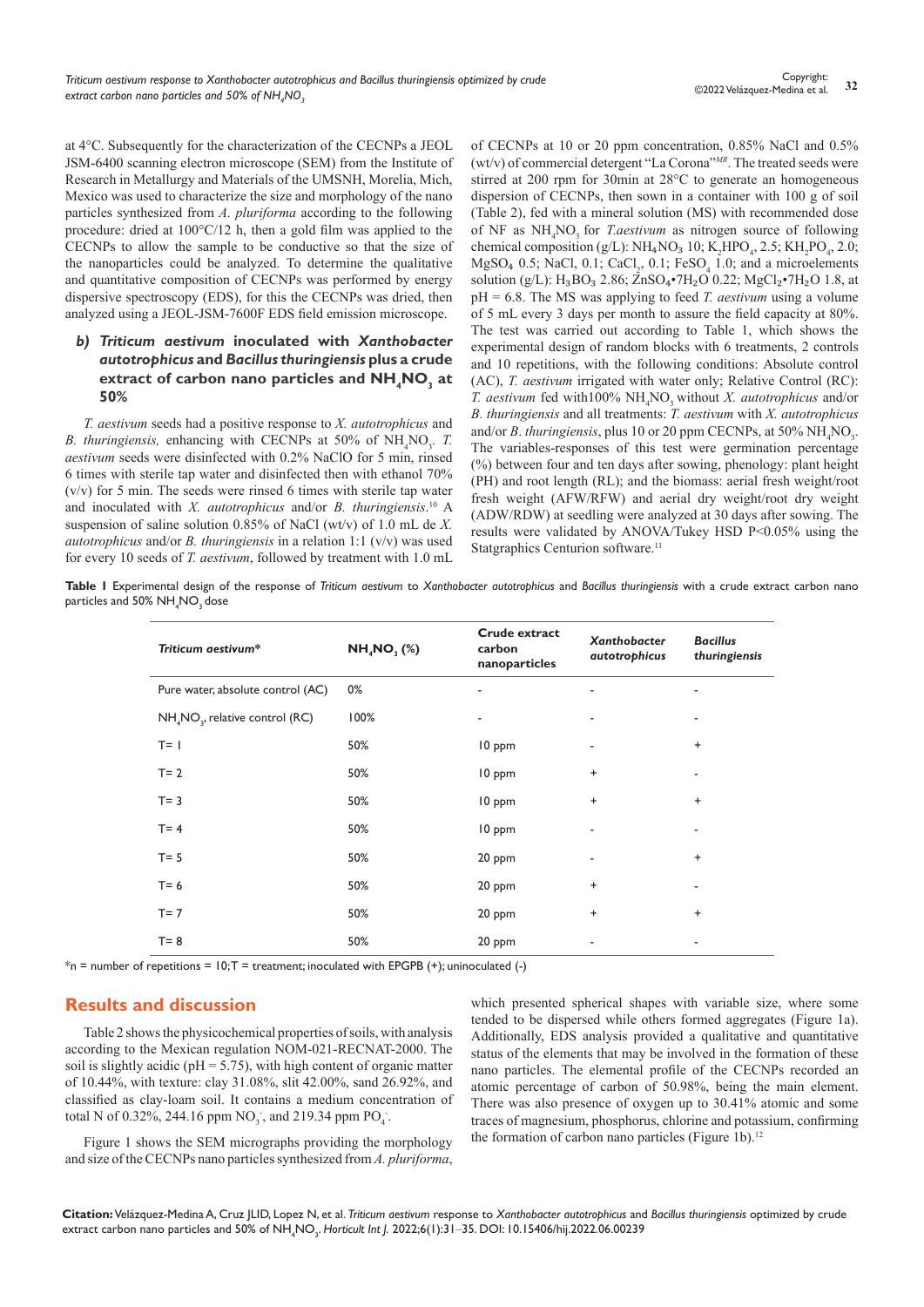at 4°C. Subsequently for the characterization of the CECNPs a JEOL JSM-6400 scanning electron microscope (SEM) from the Institute of Research in Metallurgy and Materials of the UMSNH, Morelia, Mich, Mexico was used to characterize the size and morphology of the nano particles synthesized from *A. pluriforma* according to the following procedure: dried at 100°C/12 h, then a gold film was applied to the CECNPs to allow the sample to be conductive so that the size of the nanoparticles could be analyzed. To determine the qualitative and quantitative composition of CECNPs was performed by energy dispersive spectroscopy (EDS), for this the CECNPs was dried, then analyzed using a JEOL-JSM-7600F EDS field emission microscope.

### b) *Triticum aestivum* inoculated with *Xanthobacter autotrophicus* and *Bacillus thuringiensis* plus a crude extract of carbon nano particles and $NH_4NO_3$ at 50%

*T. aestivum* seeds had a positive response to *X. autotrophicus* and *B. thuringiensis,* enhancing with CECNPs at 50% of $NH_4NO_3$. *T. aestivum* seeds were disinfected with 0.2% NaClO for 5 min, rinsed 6 times with sterile tap water and disinfected then with ethanol 70% (v/v) for 5 min. The seeds were rinsed 6 times with sterile tap water and inoculated with *X. autotrophicus* and/or *B. thuringiensis*.[10] A suspension of saline solution 0.85% of NaCl (wt/v) of 1.0 mL de *X. autotrophicus* and/or *B. thuringiensis* in a relation 1:1 (v/v) was used for every 10 seeds of *T. aestivum*, followed by treatment with 1.0 mL of CECNPs at 10 or 20 ppm concentration, 0.85% NaCl and 0.5% (wt/v) of commercial detergent "La Corona"*MR*. The treated seeds were stirred at 200 rpm for 30min at 28°C to generate an homogeneous dispersion of CECNPs, then sown in a container with 100 g of soil (Table 2), fed with a mineral solution (MS) with recommended dose of NF as $NH_4NO_3$ for *T.aestivum* as nitrogen source of following chemical composition (g/L): $NH_4NO_3$ 10; $K_2HPO_4$, 2.5; $KH_2PO_4$, 2.0; $MgSO_4$ 0.5; NaCl, 0.1; $CaCl_2$, 0.1; $FeSO_4$ 1.0; and a microelements solution (g/L): $H_3BO_3$ 2.86; $ZnSO_4$•$7H_2O$ 0.22; $MgCl_2$•$7H_2O$ 1.8, at pH = 6.8. The MS was applying to feed *T. aestivum* using a volume of 5 mL every 3 days per month to assure the field capacity at 80%. The test was carried out according to Table 1, which shows the experimental design of random blocks with 6 treatments, 2 controls and 10 repetitions, with the following conditions: Absolute control (AC), *T. aestivum* irrigated with water only; Relative Control (RC): *T. aestivum* fed with100% $NH_4NO_3$ without *X. autotrophicus* and/or *B. thuringiensis* and all treatments: *T. aestivum* with *X. autotrophicus* and/or *B. thuringiensis*, plus 10 or 20 ppm CECNPs, at 50% $NH_4NO_3$. The variables-responses of this test were germination percentage (%) between four and ten days after sowing, phenology: plant height (PH) and root length (RL); and the biomass: aerial fresh weight/root fresh weight (AFW/RFW) and aerial dry weight/root dry weight (ADW/RDW) at seedling were analyzed at 30 days after sowing. The results were validated by ANOVA/Tukey HSD P<0.05 using the Statgraphics Centurion software.[11]

**Table 1** Experimental design of the response of *Triticum aestivum* to *Xanthobacter autotrophicus* and *Bacillus thuringiensis* with a crude extract carbon nano particles and 50% $NH_4NO_3$ dose

| *Triticum aestivum** | $NH_4NO_3$ (%) | Crude extract carbon nanoparticles | *Xanthobacter autotrophicus* | *Bacillus thuringiensis* |
|---|---|---|---|---|
| Pure water, absolute control (AC) | 0% | - | - | - |
| $NH_4NO_3$, relative control (RC) | 100% | - | - | - |
| T= 1 | 50% | 10 ppm | - | + |
| T= 2 | 50% | 10 ppm | + | - |
| T= 3 | 50% | 10 ppm | + | + |
| T= 4 | 50% | 10 ppm | - | - |
| T= 5 | 50% | 20 ppm | - | + |
| T= 6 | 50% | 20 ppm | + | - |
| T= 7 | 50% | 20 ppm | + | + |
| T= 8 | 50% | 20 ppm | - | - |

*n = number of repetitions = 10; T = treatment; inoculated with EPGPB (+); uninoculated (-)

## Results and discussion

Table 2 shows the physicochemical properties of soils, with analysis according to the Mexican regulation NOM-021-RECNAT-2000. The soil is slightly acidic (pH = 5.75), with high content of organic matter of 10.44%, with texture: clay 31.08%, slit 42.00%, sand 26.92%, and classified as clay-loam soil. It contains a medium concentration of total N of 0.32%, 244.16 ppm $NO_3^-$, and 219.34 ppm $PO_4^-$.

Figure 1 shows the SEM micrographs providing the morphology and size of the CECNPs nano particles synthesized from *A. pluriforma*, which presented spherical shapes with variable size, where some tended to be dispersed while others formed aggregates (Figure 1a). Additionally, EDS analysis provided a qualitative and quantitative status of the elements that may be involved in the formation of these nano particles. The elemental profile of the CECNPs recorded an atomic percentage of carbon of 50.98%, being the main element. There was also presence of oxygen up to 30.41% atomic and some traces of magnesium, phosphorus, chlorine and potassium, confirming the formation of carbon nano particles (Figure 1b).[12]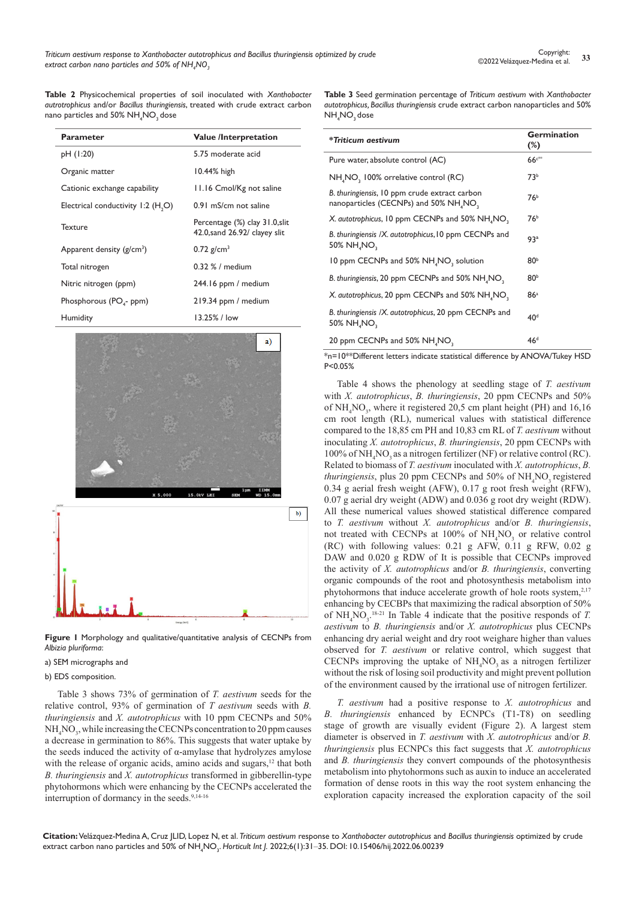**Table 2** Physicochemical properties of soil inoculated with *Xanthobacter autotrophicus* and/or *Bacillus thuringiensis*, treated with crude extract carbon nano particles and 50% $NH_4NO_3$ dose

| Parameter | Value /Interpretation |
|---|---|
| pH (1:20) | 5.75 moderate acid |
| Organic matter | 10.44% high |
| Cationic exchange capability | 11.16 Cmol/Kg not saline |
| Electrical conductivity 1:2 ($H_2O$) | 0.91 mS/cm not saline |
| Texture | Percentage (%) clay 31.0,slit 42.0,sand 26.92/ clayey slit |
| Apparent density (g/cm³) | 0.72 g/cm³ |
| Total nitrogen | 0.32 % / medium |
| Nitric nitrogen (ppm) | 244.16 ppm / medium |
| Phosphorous ($PO_4$- ppm) | 219.34 ppm / medium |
| Humidity | 13.25% / low |

**Figure 1** Morphology and qualitative/quantitative analysis of CECNPs from *Albizia pluriforma*:

a) SEM micrographs and

b) EDS composition.

Table 3 shows 73% of germination of *T. aestivum* seeds for the relative control, 93% of germination of *T aestivum* seeds with *B. thuringiensis* and *X. autotrophicus* with 10 ppm CECNPs and 50% $NH_4NO_3$, while increasing the CECNPs concentration to 20 ppm causes a decrease in germination to 86%. This suggests that water uptake by the seeds induced the activity of α-amylase that hydrolyzes amylose with the release of organic acids, amino acids and sugars,[12] that both *B. thuringiensis* and *X. autotrophicus* transformed in gibberellin-type phytohormones which were enhancing by the CECNPs accelerated the interruption of dormancy in the seeds.[9,14-16]

**Table 3** Seed germination percentage of *Triticum aestivum* with *Xanthobacter autotrophicus*, *Bacillus thuringiensis* crude extract carbon nanoparticles and 50% $NH_4NO_3$ dose

| ****Triticum aestivum*** | Germination (%) |
|---|---|
| Pure water, absolute control (AC) | 66[c**] |
| $NH_4NO_3$ 100% orrelative control (RC) | 73[b] |
| *B. thuringiensis*, 10 ppm crude extract carbon nanoparticles (CECNPs) and 50% $NH_4NO_3$ | 76[b] |
| *X. autotrophicus*, 10 ppm CECNPs and 50% $NH_4NO_3$ | 76[b] |
| *B. thuringiensis* /*X. autotrophicus*, 10 ppm CECNPs and 50% $NH_4NO_3$ | 93[a] |
| 10 ppm CECNPs and 50% $NH_4NO_3$ solution | 80[b] |
| *B. thuringiensis*, 20 ppm CECNPs and 50% $NH_4NO_3$ | 80[b] |
| *X. autotrophicus*, 20 ppm CECNPs and 50% $NH_4NO_3$ | 86[a] |
| *B. thuringiensis* /*X. autotrophicus*, 20 ppm CECNPs and 50% $NH_4NO_3$ | 40[d] |
| 20 ppm CECNPs and 50% $NH_4NO_3$ | 46[d] |

*n=10**Different letters indicate statistical difference by ANOVA/Tukey HSD P<0.05%

Table 4 shows the phenology at seedling stage of *T. aestivum* with *X. autotrophicus*, *B. thuringiensis*, 20 ppm CECNPs and 50% of $NH_4NO_3$, where it registered 20,5 cm plant height (PH) and 16,16 cm root length (RL), numerical values with statistical difference compared to the 18,85 cm PH and 10,83 cm RL of *T. aestivum* without inoculating *X. autotrophicus*, *B. thuringiensis*, 20 ppm CECNPs with 100% of $NH_4NO_3$ as a nitrogen fertilizer (NF) or relative control (RC). Related to biomass of *T. aestivum* inoculated with *X. autotrophicus*, *B. thuringiensis*, plus 20 ppm CECNPs and 50% of $NH_4NO_3$ registered 0.34 g aerial fresh weight (AFW), 0.17 g root fresh weight (RFW), 0.07 g aerial dry weight (ADW) and 0.036 g root dry weight (RDW). All these numerical values showed statistical difference compared to *T. aestivum* without *X. autotrophicus* and/or *B. thuringiensis*, not treated with CECNPs at 100% of $NH_4NO_3$ or relative control (RC) with following values: 0.21 g AFW, 0.11 g RFW, 0.02 g DAW and 0.020 g RDW of It is possible that CECNPs improved the activity of *X. autotrophicus* and/or *B. thuringiensis*, converting organic compounds of the root and photosynthesis metabolism into phytohormons that induce accelerate growth of hole roots system,[2,17] enhancing by CECBPs that maximizing the radical absorption of 50% of $NH_4NO_3$.[18-21] In Table 4 indicate that the positive responds of *T. aestivum* to *B. thuringiensis* and/or *X. autotrophicus* plus CECNPs enhancing dry aerial weight and dry root weighare higher than values observed for *T. aestivum* or relative control, which suggest that CECNPs improving the uptake of $NH_4NO_3$ as a nitrogen fertilizer without the risk of losing soil productivity and might prevent pollution of the environment caused by the irrational use of nitrogen fertilizer.

*T. aestivum* had a positive response to *X. autotrophicus* and *B. thuringiensis* enhanced by ECNPCs (T1-T8) on seedling stage of growth are visually evident (Figure 2). A largest stem diameter is observed in *T. aestivum* with *X. autotrophicus* and/or *B. thuringiensis* plus ECNPCs this fact suggests that *X. autotrophicus* and *B. thuringiensis* they convert compounds of the photosynthesis metabolism into phytohormons such as auxin to induce an accelerated formation of dense roots in this way the root system enhancing the exploration capacity increased the exploration capacity of the soil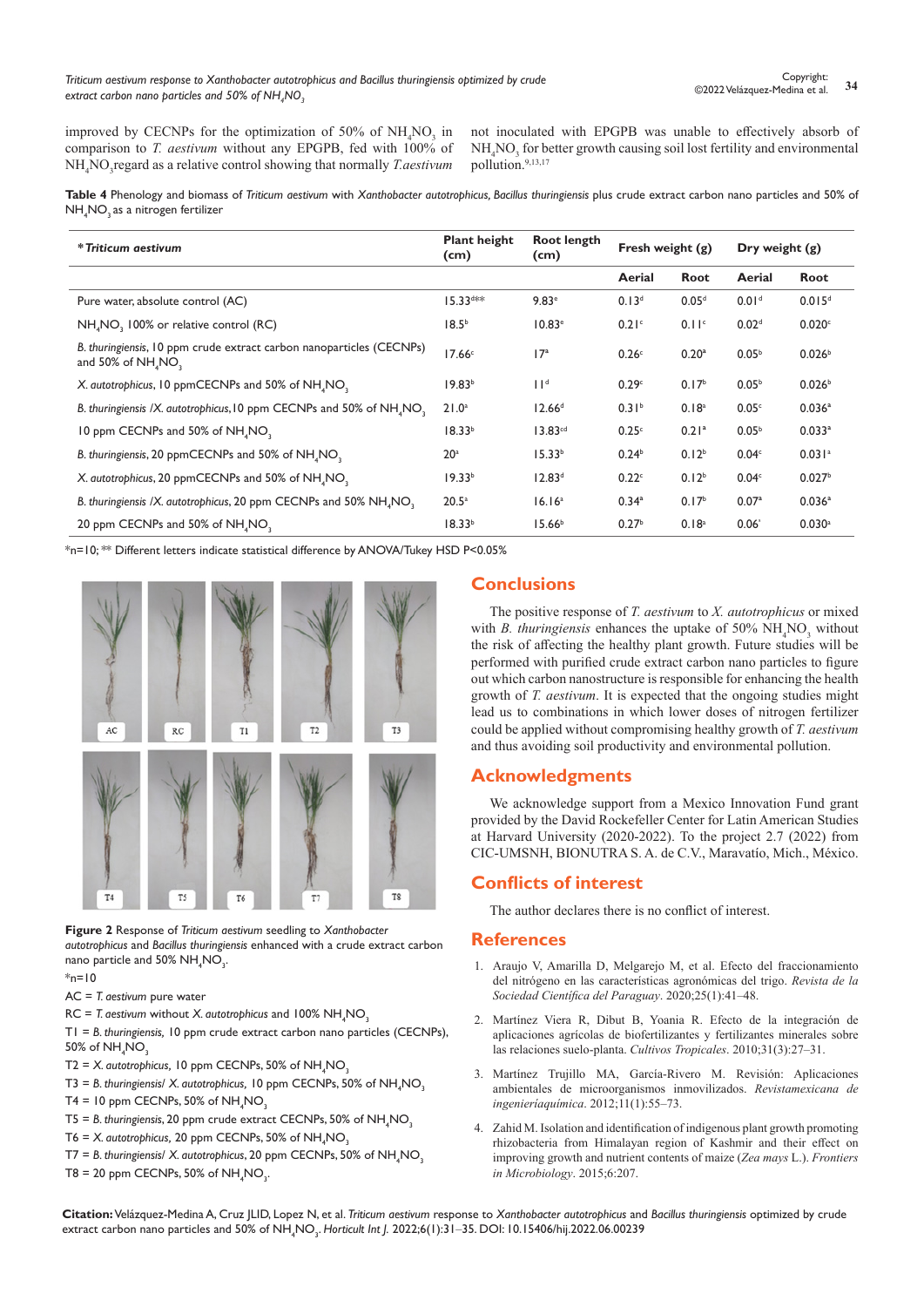improved by CECNPs for the optimization of 50% of $NH_4NO_3$ in comparison to *T. aestivum* without any EPGPB, fed with 100% of $NH_4NO_3$regard as a relative control showing that normally *T.aestivum* not inoculated with EPGPB was unable to effectively absorb of $NH_4NO_3$ for better growth causing soil lost fertility and environmental pollution.[9,13,17]

**Table 4** Phenology and biomass of *Triticum aestivum* with *Xanthobacter autotrophicus, Bacillus thuringiensis* plus crude extract carbon nano particles and 50% of $NH_4NO_3$ as a nitrogen fertilizer

| ****Triticum aestivum*** | **Plant height (cm)** | **Root length (cm)** | **Fresh weight (g)** | | **Dry weight (g)** | |
|---|---|---|---|---|---|---|
| | | | **Aerial** | **Root** | **Aerial** | **Root** |
| Pure water, absolute control (AC) | 15.33[d**] | 9.83[e] | 0.13[d] | 0.05[d] | 0.01[d] | 0.015[d] |
| $NH_4NO_3$ 100% or relative control (RC) | 18.5[b] | 10.83[e] | 0.21[c] | 0.11[c] | 0.02[d] | 0.020[c] |
| *B. thuringiensis*, 10 ppm crude extract carbon nanoparticles (CECNPs) and 50% of $NH_4NO_3$ | 17.66[c] | 17[a] | 0.26[c] | 0.20[a] | 0.05[b] | 0.026[b] |
| *X. autotrophicus*, 10 ppmCECNPs and 50% of $NH_4NO_3$ | 19.83[b] | 11[d] | 0.29[c] | 0.17[b] | 0.05[b] | 0.026[b] |
| *B. thuringiensis /X. autotrophicus*,10 ppm CECNPs and 50% of $NH_4NO_3$ | 21.0[a] | 12.66[d] | 0.31[b] | 0.18[a] | 0.05[c] | 0.036[a] |
| 10 ppm CECNPs and 50% of $NH_4NO_3$ | 18.33[b] | 13.83[cd] | 0.25[c] | 0.21[a] | 0.05[b] | 0.033[a] |
| *B. thuringiensis*, 20 ppmCECNPs and 50% of $NH_4NO_3$ | 20[a] | 15.33[b] | 0.24[b] | 0.12[b] | 0.04[c] | 0.031[a] |
| *X. autotrophicus*, 20 ppmCECNPs and 50% of $NH_4NO_3$ | 19.33[b] | 12.83[d] | 0.22[c] | 0.12[b] | 0.04[c] | 0.027[b] |
| *B. thuringiensis /X. autotrophicus*, 20 ppm CECNPs and 50% $NH_4NO_3$ | 20.5[a] | 16.16[a] | 0.34[a] | 0.17[b] | 0.07[a] | 0.036[a] |
| 20 ppm CECNPs and 50% of $NH_4NO_3$ | 18.33[b] | 15.66[b] | 0.27[b] | 0.18[a] | 0.06' | 0.030[a] |

*n=10; ** Different letters indicate statistical difference by ANOVA/Tukey HSD P<0.05%

**Figure 2** Response of *Triticum aestivum* seedling to *Xanthobacter autotrophicus* and *Bacillus thuringiensis* enhanced with a crude extract carbon nano particle and 50% $NH_4NO_3$.

*n=10

AC = *T. aestivum* pure water

RC = *T. aestivum* without *X. autotrophicus* and 100% $NH_4NO_3$

T1 = *B. thuringiensis,* 10 ppm crude extract carbon nano particles (CECNPs), 50% of $NH_4NO_3$

T2 = *X. autotrophicus,* 10 ppm CECNPs, 50% of $NH_4NO_3$

T3 = *B. thuringiensis/ X. autotrophicus,* 10 ppm CECNPs, 50% of $NH_4NO_3$

T4 = 10 ppm CECNPs, 50% of $NH_4NO_3$

T5 = *B. thuringiensis*, 20 ppm crude extract CECNPs, 50% of $NH_4NO_3$

T6 = *X. autotrophicus,* 20 ppm CECNPs, 50% of $NH_4NO_3$

T7 = *B. thuringiensis/ X. autotrophicus*, 20 ppm CECNPs, 50% of $NH_4NO_3$

T8 = 20 ppm CECNPs, 50% of $NH_4NO_3$.

## Conclusions

The positive response of *T. aestivum* to *X. autotrophicus* or mixed with *B. thuringiensis* enhances the uptake of 50% $NH_4NO_3$ without the risk of affecting the healthy plant growth. Future studies will be performed with purified crude extract carbon nano particles to figure out which carbon nanostructure is responsible for enhancing the health growth of *T. aestivum*. It is expected that the ongoing studies might lead us to combinations in which lower doses of nitrogen fertilizer could be applied without compromising healthy growth of *T. aestivum* and thus avoiding soil productivity and environmental pollution.

## Acknowledgments

We acknowledge support from a Mexico Innovation Fund grant provided by the David Rockefeller Center for Latin American Studies at Harvard University (2020-2022). To the project 2.7 (2022) from CIC-UMSNH, BIONUTRA S. A. de C.V., Maravatío, Mich., México.

## Conflicts of interest

The author declares there is no conflict of interest.

## References

1. Araujo V, Amarilla D, Melgarejo M, et al. Efecto del fraccionamiento del nitrógeno en las características agronómicas del trigo. *Revista de la Sociedad Científica del Paraguay*. 2020;25(1):41–48.
2. Martínez Viera R, Dibut B, Yoania R. Efecto de la integración de aplicaciones agrícolas de biofertilizantes y fertilizantes minerales sobre las relaciones suelo-planta. *Cultivos Tropicales*. 2010;31(3):27–31.
3. Martínez Trujillo MA, García-Rivero M. Revisión: Aplicaciones ambientales de microorganismos inmovilizados. *Revistamexicana de ingenieríaquímica*. 2012;11(1):55–73.
4. Zahid M. Isolation and identification of indigenous plant growth promoting rhizobacteria from Himalayan region of Kashmir and their effect on improving growth and nutrient contents of maize (*Zea mays* L.). *Frontiers in Microbiology*. 2015;6:207.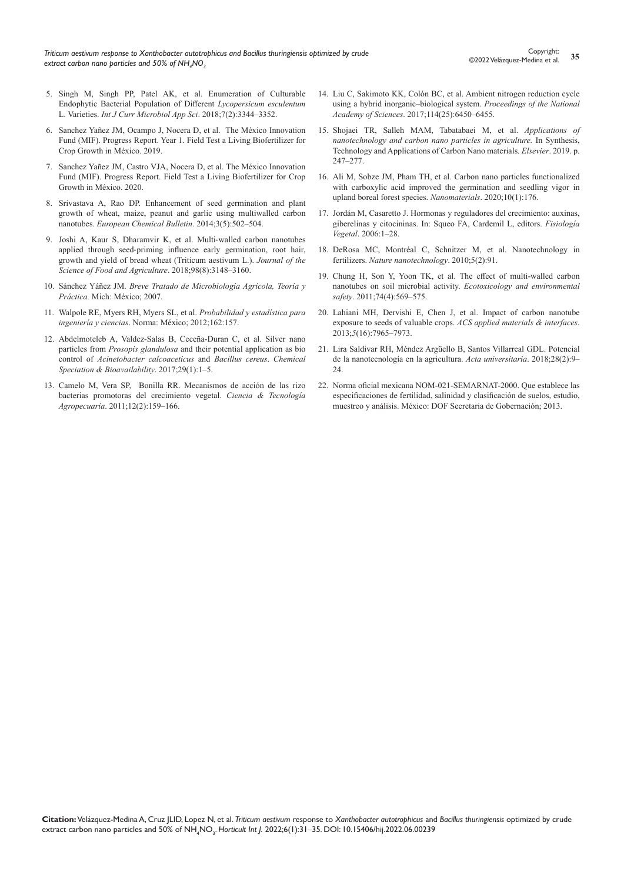5. Singh M, Singh PP, Patel AK, et al. Enumeration of Culturable Endophytic Bacterial Population of Different *Lycopersicum esculentum* L. Varieties. *Int J Curr Microbiol App Sci*. 2018;7(2):3344–3352.

6. Sanchez Yañez JM, Ocampo J, Nocera D, et al. The México Innovation Fund (MIF). Progress Report. Year 1. Field Test a Living Biofertilizer for Crop Growth in México. 2019.

7. Sanchez Yañez JM, Castro VJA, Nocera D, et al. The México Innovation Fund (MIF). Progress Report. Field Test a Living Biofertilizer for Crop Growth in México. 2020.

8. Srivastava A, Rao DP. Enhancement of seed germination and plant growth of wheat, maize, peanut and garlic using multiwalled carbon nanotubes. *European Chemical Bulletin*. 2014;3(5):502–504.

9. Joshi A, Kaur S, Dharamvir K, et al. Multi-walled carbon nanotubes applied through seed-priming influence early germination, root hair, growth and yield of bread wheat (Triticum aestivum L.). *Journal of the Science of Food and Agriculture*. 2018;98(8):3148–3160.

10. Sánchez Yáñez JM. *Breve Tratado de Microbiología Agrícola, Teoría y Práctica.* Mich: México; 2007.

11. Walpole RE, Myers RH, Myers SL, et al. *Probabilidad y estadística para ingeniería y ciencias*. Norma: México; 2012;162:157.

12. Abdelmoteleb A, Valdez-Salas B, Ceceña-Duran C, et al. Silver nano particles from *Prosopis glandulosa* and their potential application as bio control of *Acinetobacter calcoaceticus* and *Bacillus cereus*. *Chemical Speciation & Bioavailability*. 2017;29(1):1–5.

13. Camelo M, Vera SP, Bonilla RR. Mecanismos de acción de las rizo bacterias promotoras del crecimiento vegetal. *Ciencia & Tecnología Agropecuaria*. 2011;12(2):159–166.

14. Liu C, Sakimoto KK, Colón BC, et al. Ambient nitrogen reduction cycle using a hybrid inorganic–biological system. *Proceedings of the National Academy of Sciences*. 2017;114(25):6450–6455.

15. Shojaei TR, Salleh MAM, Tabatabaei M, et al. *Applications of nanotechnology and carbon nano particles in agriculture.* In Synthesis, Technology and Applications of Carbon Nano materials*. Elsevier*. 2019. p. 247–277.

16. Ali M, Sobze JM, Pham TH, et al. Carbon nano particles functionalized with carboxylic acid improved the germination and seedling vigor in upland boreal forest species. *Nanomaterials*. 2020;10(1):176.

17. Jordán M, Casaretto J. Hormonas y reguladores del crecimiento: auxinas, giberelinas y citocininas. In: Squeo FA, Cardemil L, editors. *Fisiología Vegetal*. 2006:1–28.

18. DeRosa MC, Montréal C, Schnitzer M, et al. Nanotechnology in fertilizers. *Nature nanotechnology*. 2010;5(2):91.

19. Chung H, Son Y, Yoon TK, et al. The effect of multi-walled carbon nanotubes on soil microbial activity. *Ecotoxicology and environmental safety*. 2011;74(4):569–575.

20. Lahiani MH, Dervishi E, Chen J, et al. Impact of carbon nanotube exposure to seeds of valuable crops. *ACS applied materials & interfaces*. 2013;5(16):7965–7973.

21. Lira Saldivar RH, Méndez Argüello B, Santos Villarreal GDL. Potencial de la nanotecnología en la agricultura. *Acta universitaria*. 2018;28(2):9–24.

22. Norma oficial mexicana NOM-021-SEMARNAT-2000. Que establece las especificaciones de fertilidad, salinidad y clasificación de suelos, estudio, muestreo y análisis. México: DOF Secretaria de Gobernación; 2013.